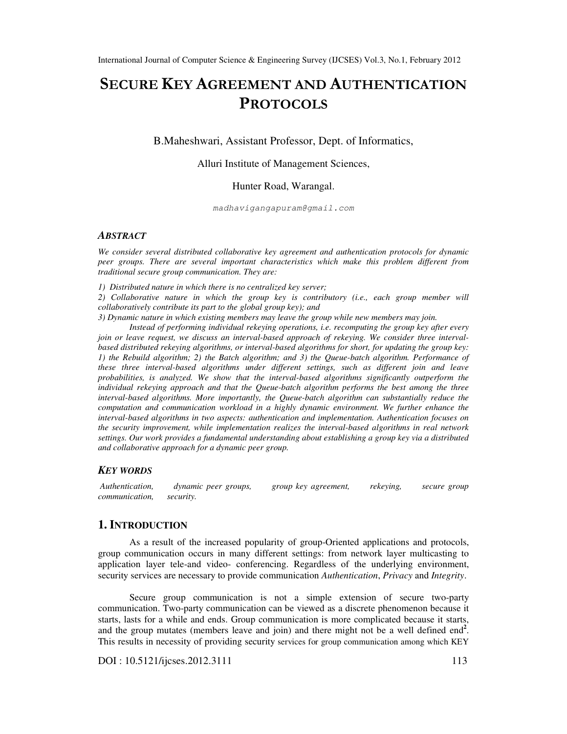# SECURE KEY AGREEMENT AND AUTHENTICATION PROTOCOLS

B.Maheshwari, Assistant Professor, Dept. of Informatics,

Alluri Institute of Management Sciences,

Hunter Road, Warangal.

madhavigangapuram@gmail.com

### *ABSTRACT*

*We consider several distributed collaborative key agreement and authentication protocols for dynamic peer groups. There are several important characteristics which make this problem different from traditional secure group communication. They are:*

*1) Distributed nature in which there is no centralized key server;*
*2) Collaborative nature in which the group key is contributory (i.e., each group member will collaboratively contribute its part to the global group key); and*
*3) Dynamic nature in which existing members may leave the group while new members may join.*

*Instead of performing individual rekeying operations, i.e. recomputing the group key after every join or leave request, we discuss an interval-based approach of rekeying. We consider three interval-based distributed rekeying algorithms, or interval-based algorithms for short, for updating the group key: 1) the Rebuild algorithm; 2) the Batch algorithm; and 3) the Queue-batch algorithm. Performance of these three interval-based algorithms under different settings, such as different join and leave probabilities, is analyzed. We show that the interval-based algorithms significantly outperform the individual rekeying approach and that the Queue-batch algorithm performs the best among the three interval-based algorithms. More importantly, the Queue-batch algorithm can substantially reduce the computation and communication workload in a highly dynamic environment. We further enhance the interval-based algorithms in two aspects: authentication and implementation. Authentication focuses on the security improvement, while implementation realizes the interval-based algorithms in real network settings. Our work provides a fundamental understanding about establishing a group key via a distributed and collaborative approach for a dynamic peer group.*

### *KEY WORDS*

*Authentication, dynamic peer groups, group key agreement, rekeying, secure group communication, security.*

## 1. INTRODUCTION

As a result of the increased popularity of group-Oriented applications and protocols, group communication occurs in many different settings: from network layer multicasting to application layer tele-and video- conferencing. Regardless of the underlying environment, security services are necessary to provide communication *Authentication*, *Privacy* and *Integrity*.

Secure group communication is not a simple extension of secure two-party communication. Two-party communication can be viewed as a discrete phenomenon because it starts, lasts for a while and ends. Group communication is more complicated because it starts, and the group mutates (members leave and join) and there might not be a well defined end[2]. This results in necessity of providing security services for group communication among which KEY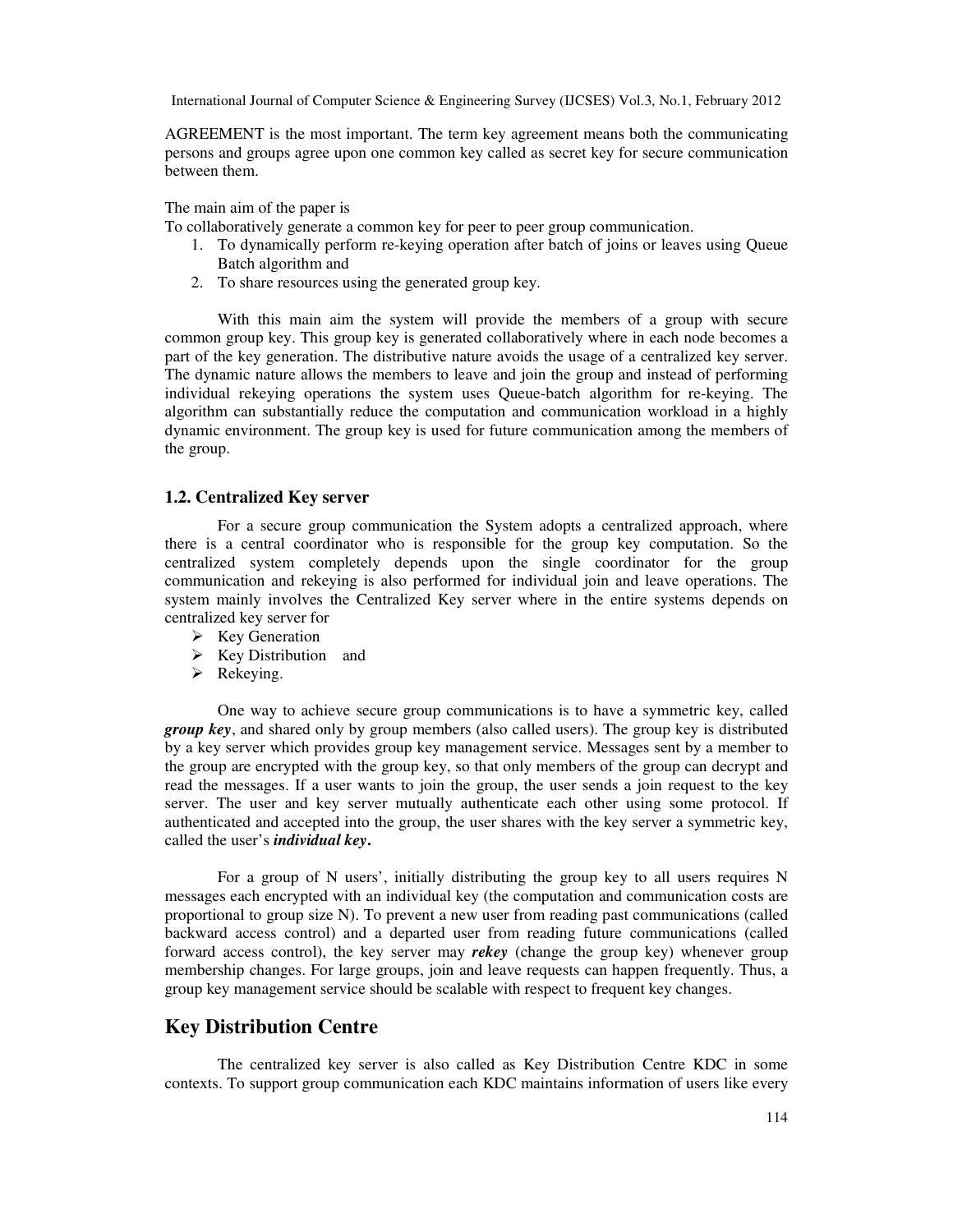AGREEMENT is the most important. The term key agreement means both the communicating persons and groups agree upon one common key called as secret key for secure communication between them.

The main aim of the paper is

To collaboratively generate a common key for peer to peer group communication.

1. To dynamically perform re-keying operation after batch of joins or leaves using Queue Batch algorithm and
2. To share resources using the generated group key.

With this main aim the system will provide the members of a group with secure common group key. This group key is generated collaboratively where in each node becomes a part of the key generation. The distributive nature avoids the usage of a centralized key server. The dynamic nature allows the members to leave and join the group and instead of performing individual rekeying operations the system uses Queue-batch algorithm for re-keying. The algorithm can substantially reduce the computation and communication workload in a highly dynamic environment. The group key is used for future communication among the members of the group.

### 1.2. Centralized Key server

For a secure group communication the System adopts a centralized approach, where there is a central coordinator who is responsible for the group key computation. So the centralized system completely depends upon the single coordinator for the group communication and rekeying is also performed for individual join and leave operations. The system mainly involves the Centralized Key server where in the entire systems depends on centralized key server for

- Key Generation
- Key Distribution and
- Rekeying.

One way to achieve secure group communications is to have a symmetric key, called ***group key***, and shared only by group members (also called users). The group key is distributed by a key server which provides group key management service. Messages sent by a member to the group are encrypted with the group key, so that only members of the group can decrypt and read the messages. If a user wants to join the group, the user sends a join request to the key server. The user and key server mutually authenticate each other using some protocol. If authenticated and accepted into the group, the user shares with the key server a symmetric key, called the user's ***individual key*****.**

For a group of N users', initially distributing the group key to all users requires N messages each encrypted with an individual key (the computation and communication costs are proportional to group size N). To prevent a new user from reading past communications (called backward access control) and a departed user from reading future communications (called forward access control), the key server may ***rekey*** (change the group key) whenever group membership changes. For large groups, join and leave requests can happen frequently. Thus, a group key management service should be scalable with respect to frequent key changes.

## Key Distribution Centre

The centralized key server is also called as Key Distribution Centre KDC in some contexts. To support group communication each KDC maintains information of users like every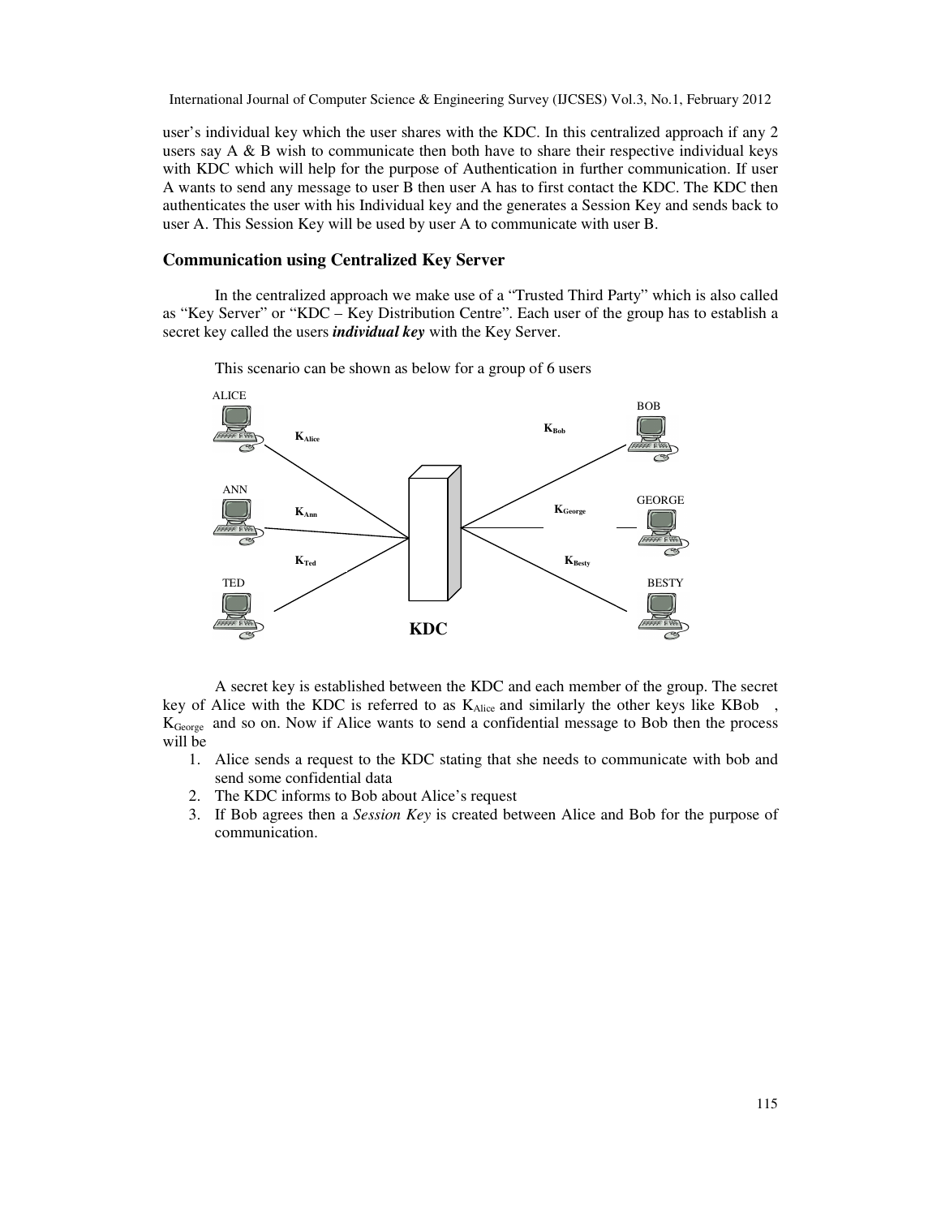user's individual key which the user shares with the KDC. In this centralized approach if any 2 users say A & B wish to communicate then both have to share their respective individual keys with KDC which will help for the purpose of Authentication in further communication. If user A wants to send any message to user B then user A has to first contact the KDC. The KDC then authenticates the user with his Individual key and the generates a Session Key and sends back to user A. This Session Key will be used by user A to communicate with user B.

### Communication using Centralized Key Server

In the centralized approach we make use of a "Trusted Third Party" which is also called as "Key Server" or "KDC – Key Distribution Centre". Each user of the group has to establish a secret key called the users ***individual key*** with the Key Server.

This scenario can be shown as below for a group of 6 users

ALICE $K_{Alice}$ ANN $K_{Ann}$ $K_{Ted}$ TED KDC BOB $K_{Bob}$ $K_{George}$ GEORGE $K_{Besty}$ BESTY

A secret key is established between the KDC and each member of the group. The secret key of Alice with the KDC is referred to as $K_{Alice}$ and similarly the other keys like KBob , $K_{George}$ and so on. Now if Alice wants to send a confidential message to Bob then the process will be

1. Alice sends a request to the KDC stating that she needs to communicate with bob and send some confidential data
2. The KDC informs to Bob about Alice's request
3. If Bob agrees then a *Session Key* is created between Alice and Bob for the purpose of communication.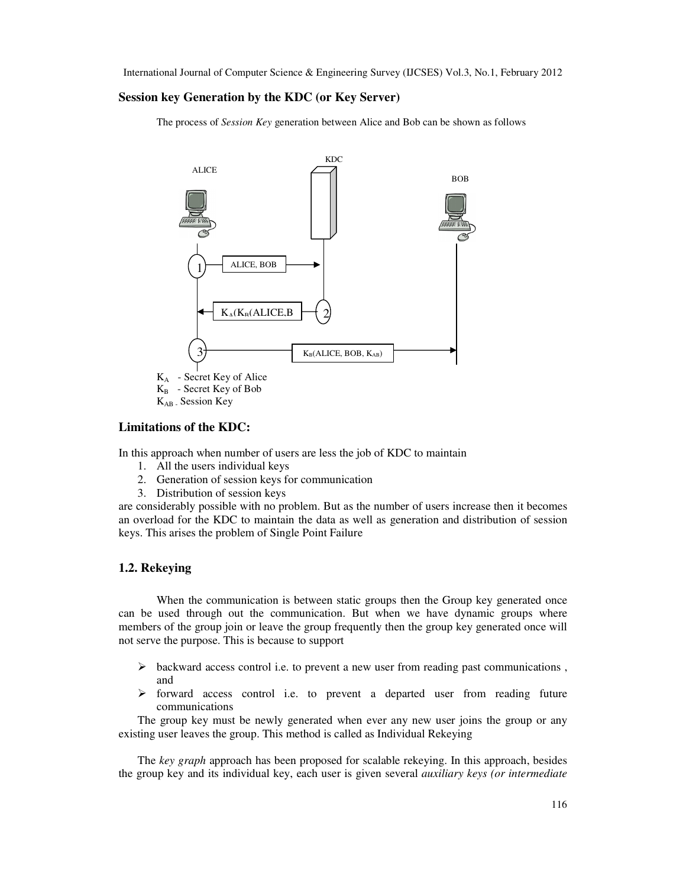## Session key Generation by the KDC (or Key Server)

The process of *Session Key* generation between Alice and Bob can be shown as follows

KDC

ALICE

BOB

1 ALICE, BOB

$K_A(K_B(ALICE,B$ 2

3 $K_B(ALICE, BOB, K_{AB})$

$K_A$ - Secret Key of Alice
$K_B$ - Secret Key of Bob
$K_{AB}$ - Session Key

## Limitations of the KDC:

In this approach when number of users are less the job of KDC to maintain

1. All the users individual keys
2. Generation of session keys for communication
3. Distribution of session keys

are considerably possible with no problem. But as the number of users increase then it becomes an overload for the KDC to maintain the data as well as generation and distribution of session keys. This arises the problem of Single Point Failure

## 1.2. Rekeying

When the communication is between static groups then the Group key generated once can be used through out the communication. But when we have dynamic groups where members of the group join or leave the group frequently then the group key generated once will not serve the purpose. This is because to support

- backward access control i.e. to prevent a new user from reading past communications , and
- forward access control i.e. to prevent a departed user from reading future communications

The group key must be newly generated when ever any new user joins the group or any existing user leaves the group. This method is called as Individual Rekeying

The *key graph* approach has been proposed for scalable rekeying. In this approach, besides the group key and its individual key, each user is given several *auxiliary keys (or intermediate*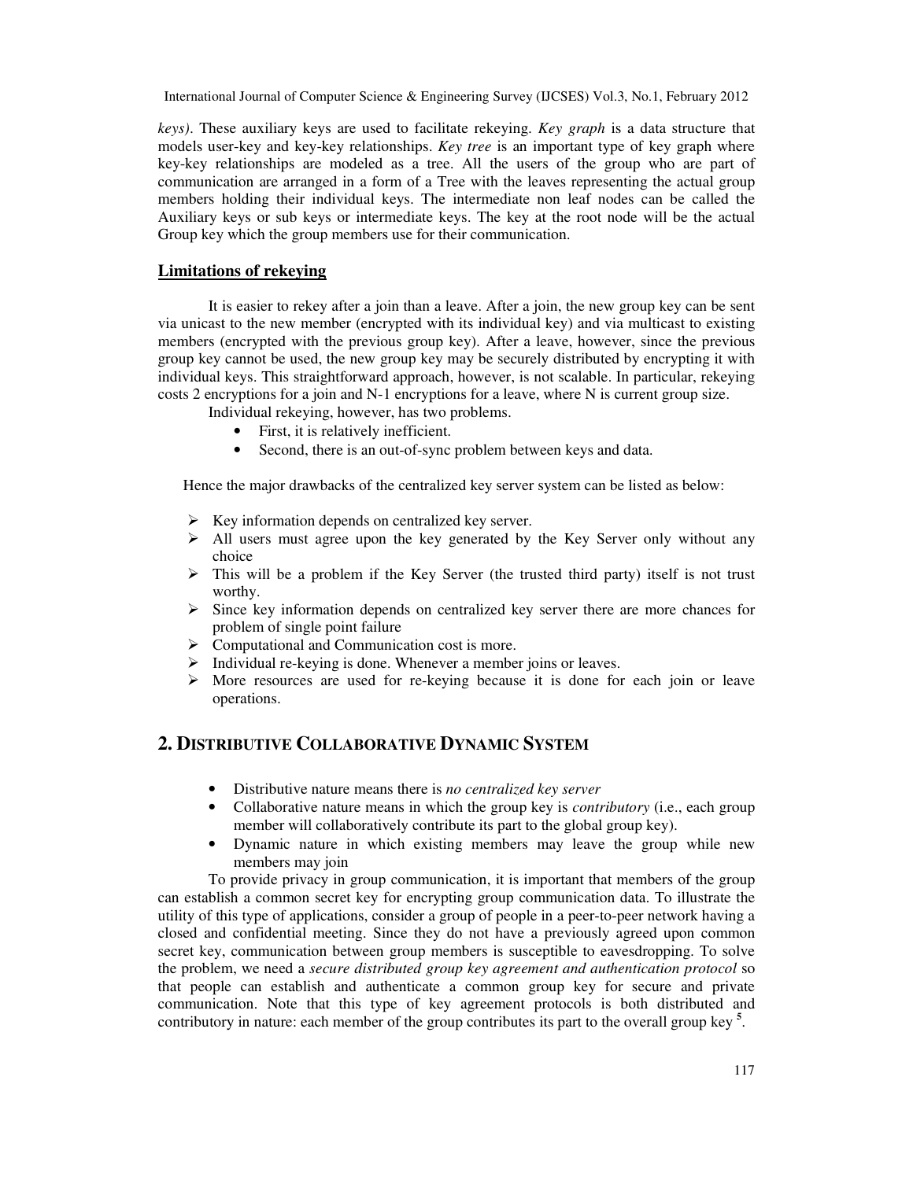*keys)*. These auxiliary keys are used to facilitate rekeying. *Key graph* is a data structure that models user-key and key-key relationships. *Key tree* is an important type of key graph where key-key relationships are modeled as a tree. All the users of the group who are part of communication are arranged in a form of a Tree with the leaves representing the actual group members holding their individual keys. The intermediate non leaf nodes can be called the Auxiliary keys or sub keys or intermediate keys. The key at the root node will be the actual Group key which the group members use for their communication.

### Limitations of rekeying

It is easier to rekey after a join than a leave. After a join, the new group key can be sent via unicast to the new member (encrypted with its individual key) and via multicast to existing members (encrypted with the previous group key). After a leave, however, since the previous group key cannot be used, the new group key may be securely distributed by encrypting it with individual keys. This straightforward approach, however, is not scalable. In particular, rekeying costs 2 encryptions for a join and N-1 encryptions for a leave, where N is current group size.

Individual rekeying, however, has two problems.

- First, it is relatively inefficient.
- Second, there is an out-of-sync problem between keys and data.

Hence the major drawbacks of the centralized key server system can be listed as below:

- Key information depends on centralized key server.
- All users must agree upon the key generated by the Key Server only without any choice
- This will be a problem if the Key Server (the trusted third party) itself is not trust worthy.
- Since key information depends on centralized key server there are more chances for problem of single point failure
- Computational and Communication cost is more.
- Individual re-keying is done. Whenever a member joins or leaves.
- More resources are used for re-keying because it is done for each join or leave operations.

## 2. Distributive Collaborative Dynamic System

- Distributive nature means there is *no centralized key server*
- Collaborative nature means in which the group key is *contributory* (i.e., each group member will collaboratively contribute its part to the global group key).
- Dynamic nature in which existing members may leave the group while new members may join

To provide privacy in group communication, it is important that members of the group can establish a common secret key for encrypting group communication data. To illustrate the utility of this type of applications, consider a group of people in a peer-to-peer network having a closed and confidential meeting. Since they do not have a previously agreed upon common secret key, communication between group members is susceptible to eavesdropping. To solve the problem, we need a *secure distributed group key agreement and authentication protocol* so that people can establish and authenticate a common group key for secure and private communication. Note that this type of key agreement protocols is both distributed and contributory in nature: each member of the group contributes its part to the overall group key [5].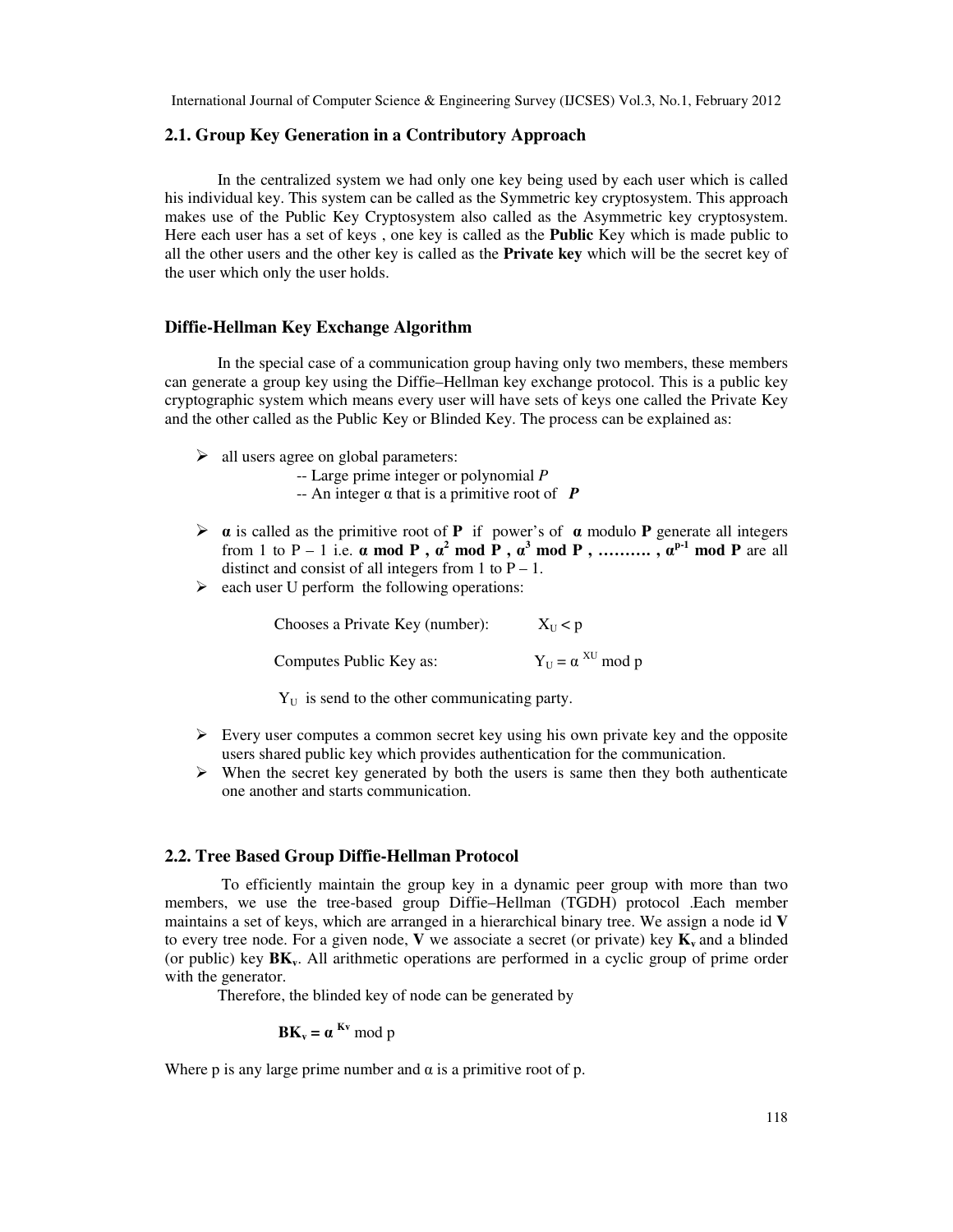## 2.1. Group Key Generation in a Contributory Approach

In the centralized system we had only one key being used by each user which is called his individual key. This system can be called as the Symmetric key cryptosystem. This approach makes use of the Public Key Cryptosystem also called as the Asymmetric key cryptosystem. Here each user has a set of keys , one key is called as the **Public** Key which is made public to all the other users and the other key is called as the **Private key** which will be the secret key of the user which only the user holds.

### Diffie-Hellman Key Exchange Algorithm

In the special case of a communication group having only two members, these members can generate a group key using the Diffie–Hellman key exchange protocol. This is a public key cryptographic system which means every user will have sets of keys one called the Private Key and the other called as the Public Key or Blinded Key. The process can be explained as:

- all users agree on global parameters:
  - -- Large prime integer or polynomial *P*
  - -- An integer α that is a primitive root of ***P***
- **α** is called as the primitive root of **P** if power's of **α** modulo **P** generate all integers from 1 to P – 1 i.e. $\boldsymbol{\alpha \bmod P}$ , $\boldsymbol{\alpha^2 \bmod P}$ , $\boldsymbol{\alpha^3 \bmod P}$ , ………. , $\boldsymbol{\alpha^{p-1} \bmod P}$ are all distinct and consist of all integers from 1 to P – 1.
- each user U perform the following operations:

  Chooses a Private Key (number): $X_U < p$

  Computes Public Key as: $Y_U = \alpha^{XU} \bmod p$

  $Y_U$ is send to the other communicating party.

- Every user computes a common secret key using his own private key and the opposite users shared public key which provides authentication for the communication.
- When the secret key generated by both the users is same then they both authenticate one another and starts communication.

## 2.2. Tree Based Group Diffie-Hellman Protocol

To efficiently maintain the group key in a dynamic peer group with more than two members, we use the tree-based group Diffie–Hellman (TGDH) protocol .Each member maintains a set of keys, which are arranged in a hierarchical binary tree. We assign a node id **V** to every tree node. For a given node, **V** we associate a secret (or private) key $\mathbf{K_v}$ and a blinded (or public) key $\mathbf{BK_v}$. All arithmetic operations are performed in a cyclic group of prime order with the generator.

Therefore, the blinded key of node can be generated by

$$\mathbf{BK_v} = \boldsymbol{\alpha}^{\mathbf{K_v}} \bmod p$$

Where p is any large prime number and α is a primitive root of p.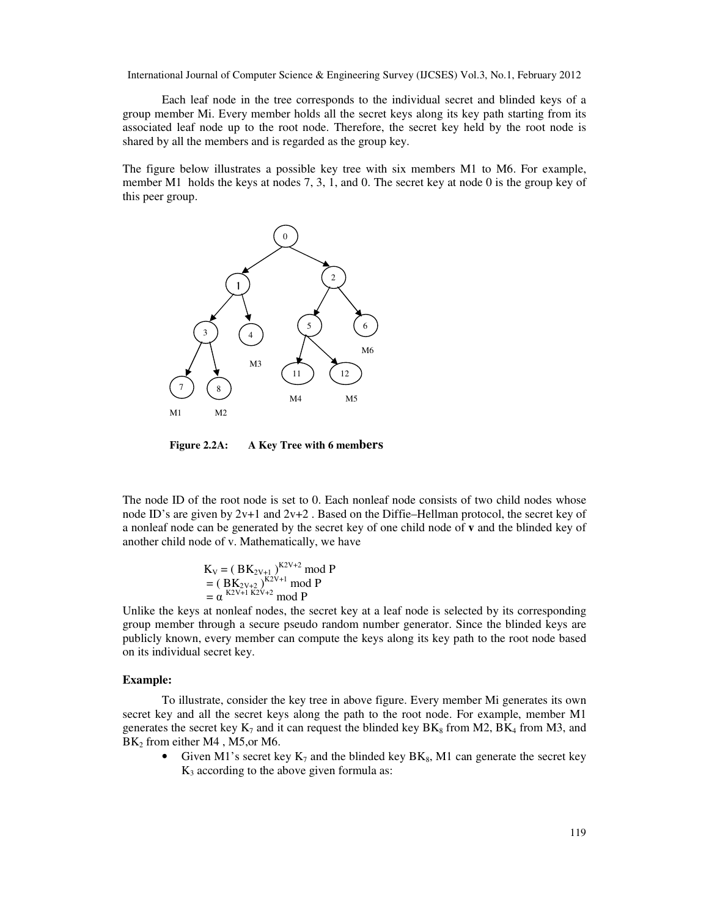Each leaf node in the tree corresponds to the individual secret and blinded keys of a group member Mi. Every member holds all the secret keys along its key path starting from its associated leaf node up to the root node. Therefore, the secret key held by the root node is shared by all the members and is regarded as the group key.

The figure below illustrates a possible key tree with six members M1 to M6. For example, member M1 holds the keys at nodes 7, 3, 1, and 0. The secret key at node 0 is the group key of this peer group.

**Figure 2.2A: A Key Tree with 6 members**

The node ID of the root node is set to 0. Each nonleaf node consists of two child nodes whose node ID's are given by 2v+1 and 2v+2 . Based on the Diffie–Hellman protocol, the secret key of a nonleaf node can be generated by the secret key of one child node of **v** and the blinded key of another child node of v. Mathematically, we have

$$
\begin{aligned}
K_V &= ( BK_{2V+1} )^{K2V+2} \bmod P \\
&= ( BK_{2V+2} )^{K2V+1} \bmod P \\
&= \alpha^{K2V+1\ K2V+2} \bmod P
\end{aligned}
$$

Unlike the keys at nonleaf nodes, the secret key at a leaf node is selected by its corresponding group member through a secure pseudo random number generator. Since the blinded keys are publicly known, every member can compute the keys along its key path to the root node based on its individual secret key.

**Example:**

To illustrate, consider the key tree in above figure. Every member Mi generates its own secret key and all the secret keys along the path to the root node. For example, member M1 generates the secret key $K_7$ and it can request the blinded key $BK_8$ from M2, $BK_4$ from M3, and $BK_2$ from either M4 , M5,or M6.

- Given M1's secret key $K_7$ and the blinded key $BK_8$, M1 can generate the secret key $K_3$ according to the above given formula as: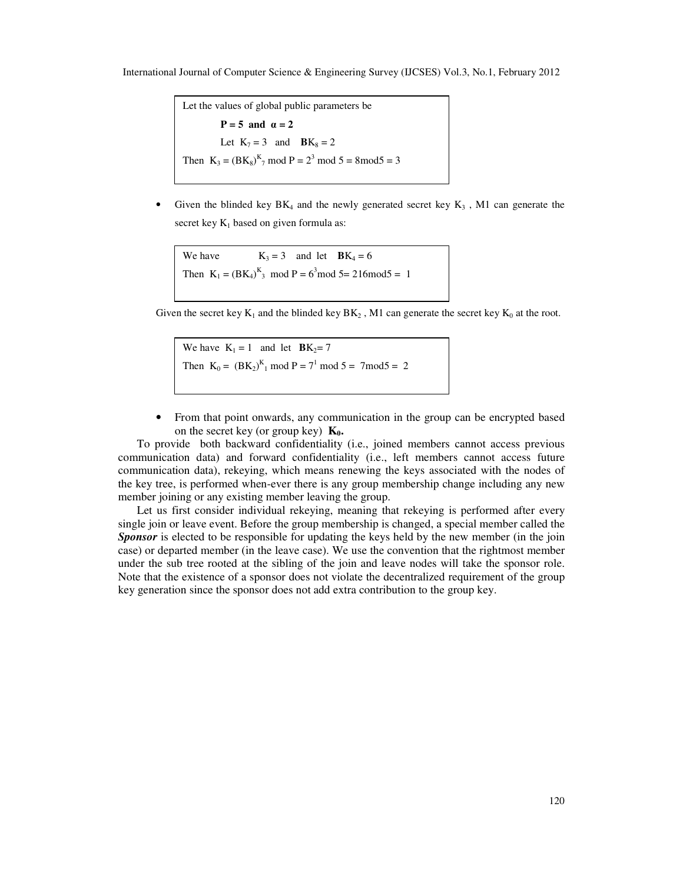> Let the values of global public parameters be
>
> **P = 5 and α = 2**
>
> Let $K_7 = 3$ and $BK_8 = 2$
>
> Then $K_3 = (BK_8)^{K_7} \bmod P = 2^3 \bmod 5 = 8 \bmod 5 = 3$

- Given the blinded key $BK_4$ and the newly generated secret key $K_3$ , M1 can generate the secret key $K_1$ based on given formula as:

> We have $K_3 = 3$ and let $BK_4 = 6$
>
> Then $K_1 = (BK_4)^{K_3} \bmod P = 6^3 \bmod 5 = 216 \bmod 5 = 1$

Given the secret key $K_1$ and the blinded key $BK_2$ , M1 can generate the secret key $K_0$ at the root.

> We have $K_1 = 1$ and let $BK_2 = 7$
>
> Then $K_0 = (BK_2)^{K_1} \bmod P = 7^1 \bmod 5 = 7 \bmod 5 = 2$

- From that point onwards, any communication in the group can be encrypted based on the secret key (or group key) $\mathbf{K_0}$.

To provide both backward confidentiality (i.e., joined members cannot access previous communication data) and forward confidentiality (i.e., left members cannot access future communication data), rekeying, which means renewing the keys associated with the nodes of the key tree, is performed when-ever there is any group membership change including any new member joining or any existing member leaving the group.

Let us first consider individual rekeying, meaning that rekeying is performed after every single join or leave event. Before the group membership is changed, a special member called the ***Sponsor*** is elected to be responsible for updating the keys held by the new member (in the join case) or departed member (in the leave case). We use the convention that the rightmost member under the sub tree rooted at the sibling of the join and leave nodes will take the sponsor role. Note that the existence of a sponsor does not violate the decentralized requirement of the group key generation since the sponsor does not add extra contribution to the group key.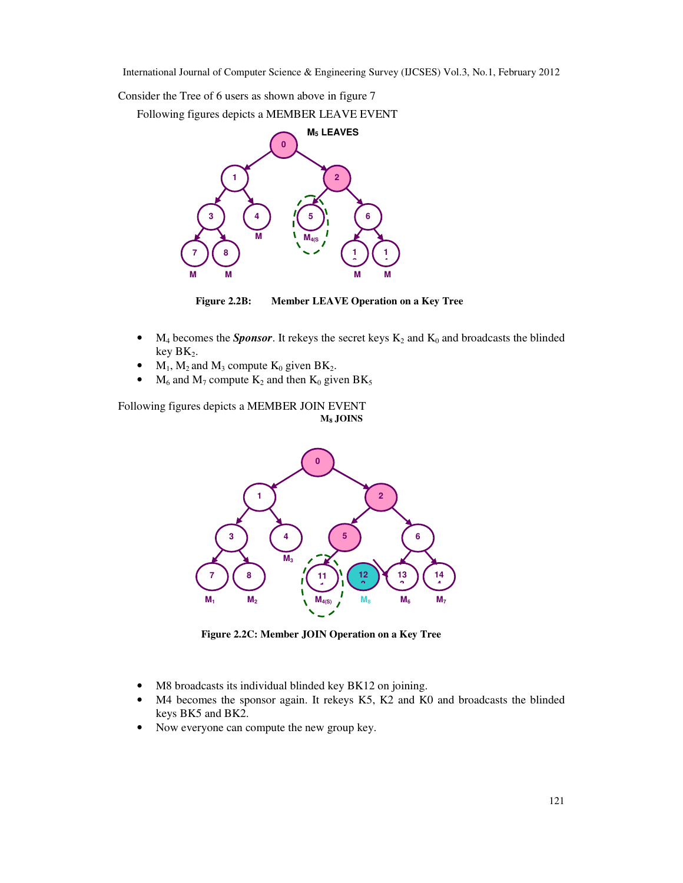Consider the Tree of 6 users as shown above in figure 7

Following figures depicts a MEMBER LEAVE EVENT

Figure 2.2B: Member LEAVE Operation on a Key Tree

- $M_4$ becomes the ***Sponsor***. It rekeys the secret keys $K_2$ and $K_0$ and broadcasts the blinded key $BK_2$.
- $M_1$, $M_2$ and $M_3$ compute $K_0$ given $BK_2$.
- $M_6$ and $M_7$ compute $K_2$ and then $K_0$ given $BK_5$

Following figures depicts a MEMBER JOIN EVENT

Figure 2.2C: Member JOIN Operation on a Key Tree

- M8 broadcasts its individual blinded key BK12 on joining.
- M4 becomes the sponsor again. It rekeys K5, K2 and K0 and broadcasts the blinded keys BK5 and BK2.
- Now everyone can compute the new group key.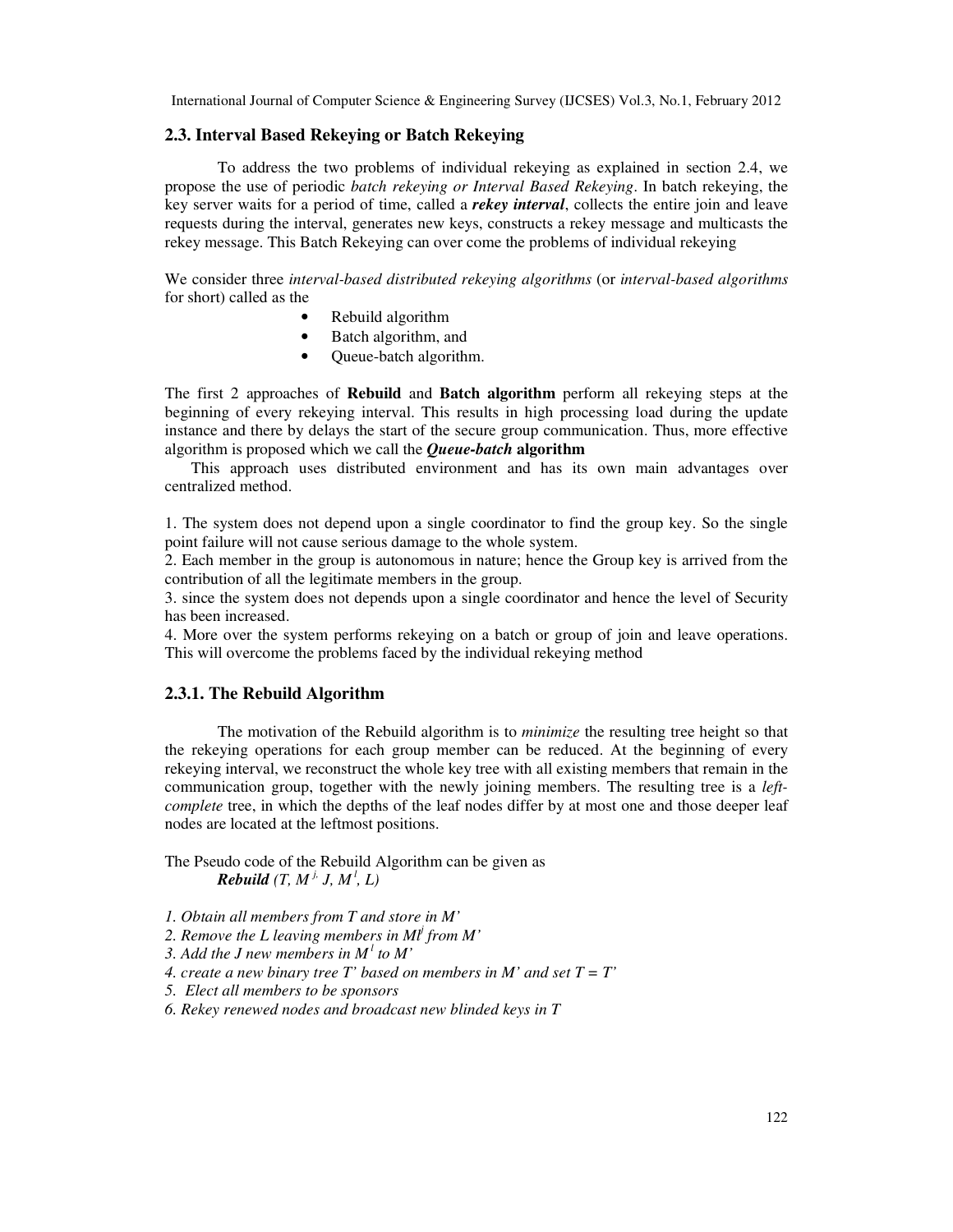## 2.3. Interval Based Rekeying or Batch Rekeying

To address the two problems of individual rekeying as explained in section 2.4, we propose the use of periodic *batch rekeying or Interval Based Rekeying*. In batch rekeying, the key server waits for a period of time, called a ***rekey interval***, collects the entire join and leave requests during the interval, generates new keys, constructs a rekey message and multicasts the rekey message. This Batch Rekeying can over come the problems of individual rekeying

We consider three *interval-based distributed rekeying algorithms* (or *interval-based algorithms* for short) called as the

- Rebuild algorithm
- Batch algorithm, and
- Queue-batch algorithm.

The first 2 approaches of **Rebuild** and **Batch algorithm** perform all rekeying steps at the beginning of every rekeying interval. This results in high processing load during the update instance and there by delays the start of the secure group communication. Thus, more effective algorithm is proposed which we call the ***Queue-batch*** **algorithm**

This approach uses distributed environment and has its own main advantages over centralized method.

1. The system does not depend upon a single coordinator to find the group key. So the single point failure will not cause serious damage to the whole system.
2. Each member in the group is autonomous in nature; hence the Group key is arrived from the contribution of all the legitimate members in the group.
3. since the system does not depends upon a single coordinator and hence the level of Security has been increased.
4. More over the system performs rekeying on a batch or group of join and leave operations. This will overcome the problems faced by the individual rekeying method

### 2.3.1. The Rebuild Algorithm

The motivation of the Rebuild algorithm is to *minimize* the resulting tree height so that the rekeying operations for each group member can be reduced. At the beginning of every rekeying interval, we reconstruct the whole key tree with all existing members that remain in the communication group, together with the newly joining members. The resulting tree is a *left-complete* tree, in which the depths of the leaf nodes differ by at most one and those deeper leaf nodes are located at the leftmost positions.

The Pseudo code of the Rebuild Algorithm can be given as

***Rebuild*** *(T, $M^{j}$, J, $M^{l}$, L)*

*1. Obtain all members from T and store in M'*
*2. Remove the L leaving members in $Ml^{j}$ from M'*
*3. Add the J new members in $M^{l}$ to M'*
*4. create a new binary tree T' based on members in M' and set T = T'*
*5. Elect all members to be sponsors*
*6. Rekey renewed nodes and broadcast new blinded keys in T*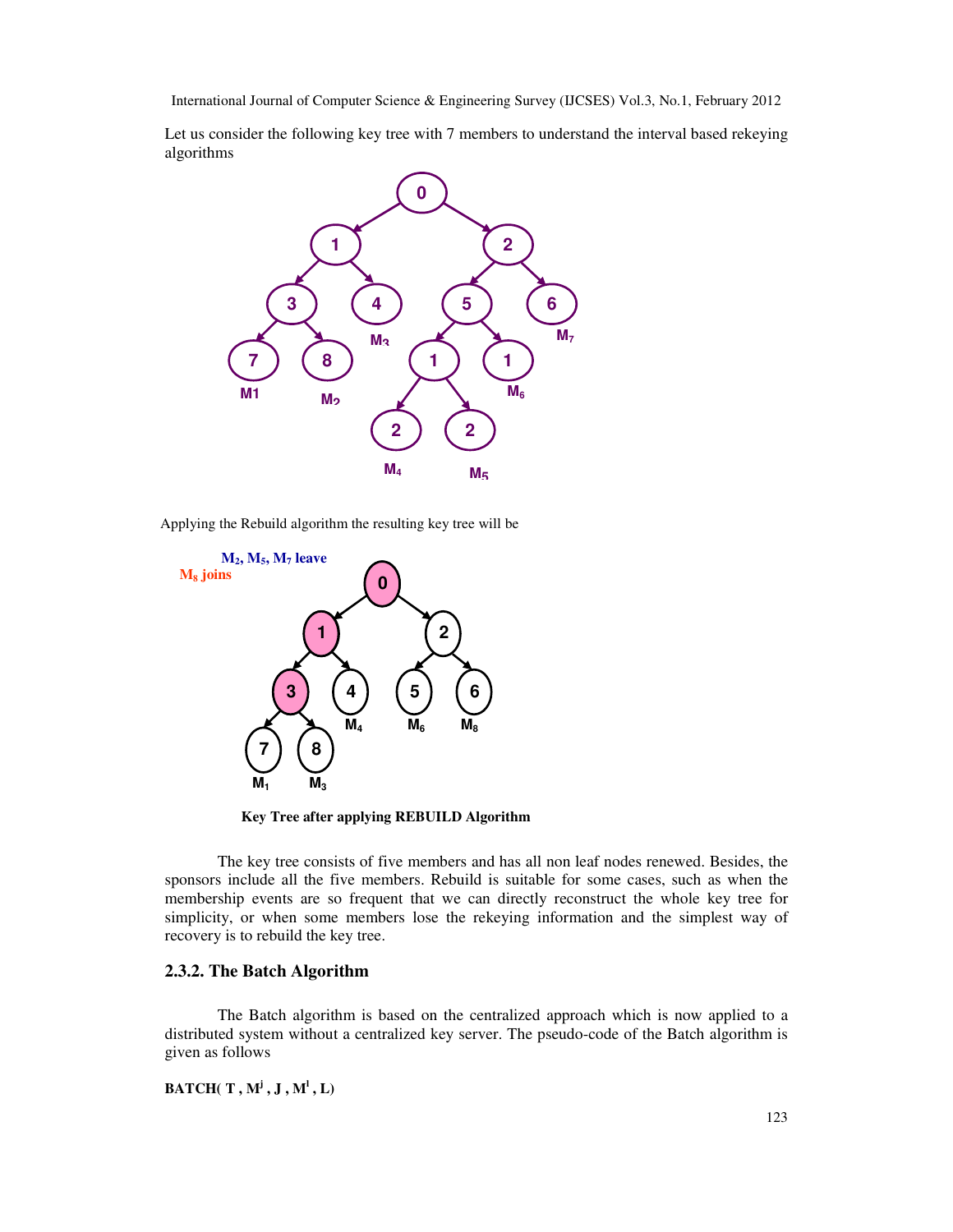Let us consider the following key tree with 7 members to understand the interval based rekeying algorithms

Applying the Rebuild algorithm the resulting key tree will be

**Key Tree after applying REBUILD Algorithm**

The key tree consists of five members and has all non leaf nodes renewed. Besides, the sponsors include all the five members. Rebuild is suitable for some cases, such as when the membership events are so frequent that we can directly reconstruct the whole key tree for simplicity, or when some members lose the rekeying information and the simplest way of recovery is to rebuild the key tree.

### 2.3.2. The Batch Algorithm

The Batch algorithm is based on the centralized approach which is now applied to a distributed system without a centralized key server. The pseudo-code of the Batch algorithm is given as follows

**BATCH( T , $M^j$ , J , $M^l$ , L)**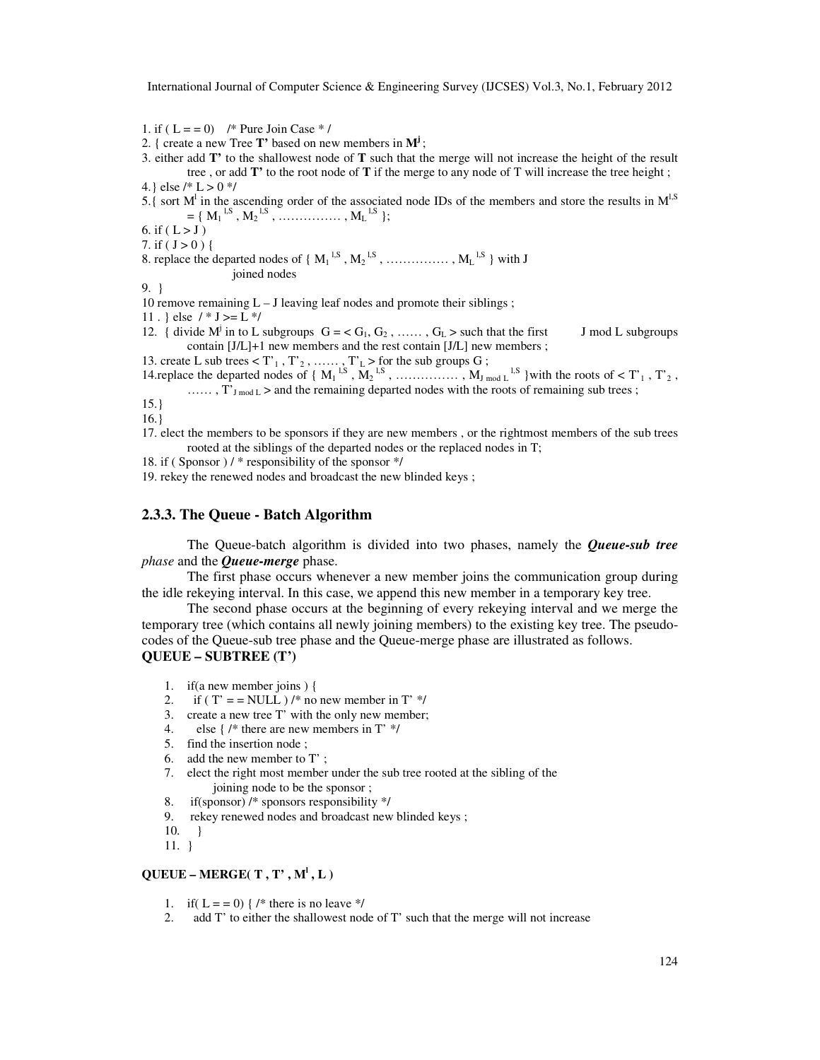1. if ( L = = 0) /* Pure Join Case * /
2. { create a new Tree **T’** based on new members in $\mathbf{M^j}$ ;
3. either add **T’** to the shallowest node of **T** such that the merge will not increase the height of the result tree , or add **T’** to the root node of **T** if the merge to any node of T will increase the tree height ;
4.} else /* L > 0 */
5.{ sort $M^l$ in the ascending order of the associated node IDs of the members and store the results in $M^{l,S}$ = { $M_1^{l,S}$ , $M_2^{l,S}$ , …………… , $M_L^{l,S}$ };
6. if ( L > J )
7. if ( J > 0 ) {
8. replace the departed nodes of { $M_1^{l,S}$ , $M_2^{l,S}$ , …………… , $M_L^{l,S}$ } with J joined nodes
9. }
10 remove remaining L – J leaving leaf nodes and promote their siblings ;
11 . } else / * J >= L */
12. { divide $M^j$ in to L subgroups G = < $G_1$, $G_2$ , …… , $G_L$ > such that the first J mod L subgroups contain [J/L]+1 new members and the rest contain [J/L] new members ;
13. create L sub trees < $T'_1$ , $T'_2$ , …… , $T'_L$ > for the sub groups G ;
14.replace the departed nodes of { $M_1^{l,S}$ , $M_2^{l,S}$ , …………… , $M_{J \bmod L}^{l,S}$ }with the roots of < $T'_1$ , $T'_2$ , …… , $T'_{J \bmod L}$ > and the remaining departed nodes with the roots of remaining sub trees ;
15.}
16.}
17. elect the members to be sponsors if they are new members , or the rightmost members of the sub trees rooted at the siblings of the departed nodes or the replaced nodes in T;
18. if ( Sponsor ) / * responsibility of the sponsor */
19. rekey the renewed nodes and broadcast the new blinded keys ;

### 2.3.3. The Queue - Batch Algorithm

The Queue-batch algorithm is divided into two phases, namely the ***Queue-sub tree phase*** and the ***Queue-merge*** phase.

The first phase occurs whenever a new member joins the communication group during the idle rekeying interval. In this case, we append this new member in a temporary key tree.

The second phase occurs at the beginning of every rekeying interval and we merge the temporary tree (which contains all newly joining members) to the existing key tree. The pseudo-codes of the Queue-sub tree phase and the Queue-merge phase are illustrated as follows.

**QUEUE – SUBTREE (T’)**

1. if(a new member joins ) {
2. if ( T’ = = NULL ) /* no new member in T’ */
3. create a new tree T’ with the only new member;
4. else { /* there are new members in T’ */
5. find the insertion node ;
6. add the new member to T’ ;
7. elect the right most member under the sub tree rooted at the sibling of the joining node to be the sponsor ;
8. if(sponsor) /* sponsors responsibility */
9. rekey renewed nodes and broadcast new blinded keys ;
10. }
11. }

**QUEUE – MERGE( T , T’ , $\mathbf{M^l}$ , L )**

1. if( L = = 0) { /* there is no leave */
2. add T’ to either the shallowest node of T’ such that the merge will not increase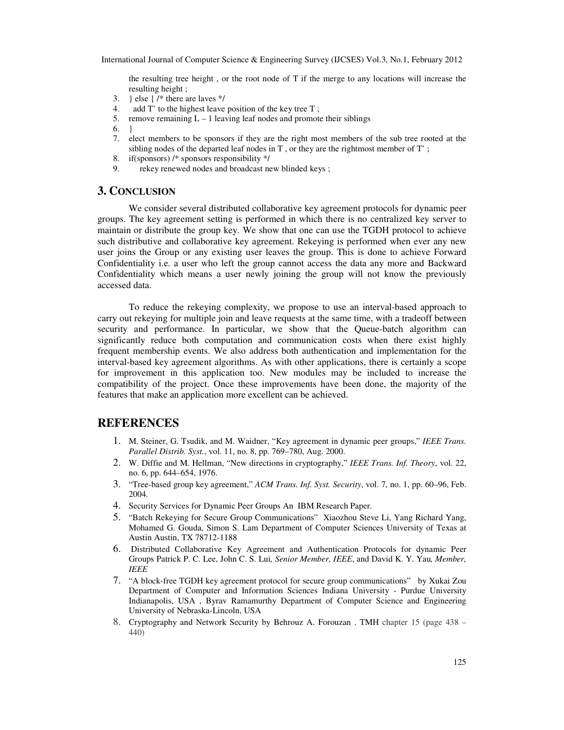the resulting tree height , or the root node of T if the merge to any locations will increase the resulting height ;

3. } else { /* there are laves */
4. add T' to the highest leave position of the key tree T ;
5. remove remaining L – 1 leaving leaf nodes and promote their siblings
6. }
7. elect members to be sponsors if they are the right most members of the sub tree rooted at the sibling nodes of the departed leaf nodes in T , or they are the rightmost member of T' ;
8. if(sponsors) /* sponsors responsibility */
9. rekey renewed nodes and broadcast new blinded keys ;

## 3. CONCLUSION

We consider several distributed collaborative key agreement protocols for dynamic peer groups. The key agreement setting is performed in which there is no centralized key server to maintain or distribute the group key. We show that one can use the TGDH protocol to achieve such distributive and collaborative key agreement. Rekeying is performed when ever any new user joins the Group or any existing user leaves the group. This is done to achieve Forward Confidentiality i.e. a user who left the group cannot access the data any more and Backward Confidentiality which means a user newly joining the group will not know the previously accessed data.

To reduce the rekeying complexity, we propose to use an interval-based approach to carry out rekeying for multiple join and leave requests at the same time, with a tradeoff between security and performance. In particular, we show that the Queue-batch algorithm can significantly reduce both computation and communication costs when there exist highly frequent membership events. We also address both authentication and implementation for the interval-based key agreement algorithms. As with other applications, there is certainly a scope for improvement in this application too. New modules may be included to increase the compatibility of the project. Once these improvements have been done, the majority of the features that make an application more excellent can be achieved.

# REFERENCES

1. M. Steiner, G. Tsudik, and M. Waidner, "Key agreement in dynamic peer groups," *IEEE Trans. Parallel Distrib. Syst.*, vol. 11, no. 8, pp. 769–780, Aug. 2000.
2. W. Diffie and M. Hellman, "New directions in cryptography," *IEEE Trans. Inf. Theory*, vol. 22, no. 6, pp. 644–654, 1976.
3. "Tree-based group key agreement," *ACM Trans. Inf. Syst. Security*, vol. 7, no. 1, pp. 60–96, Feb. 2004.
4. Security Services for Dynamic Peer Groups An IBM Research Paper.
5. "Batch Rekeying for Secure Group Communications" Xiaozhou Steve Li, Yang Richard Yang, Mohamed G. Gouda, Simon S. Lam Department of Computer Sciences University of Texas at Austin Austin, TX 78712-1188
6. Distributed Collaborative Key Agreement and Authentication Protocols for dynamic Peer Groups Patrick P. C. Lee, John C. S. Lui*, Senior Member, IEEE*, and David K. Y. Yau*, Member, IEEE*
7. "A block-free TGDH key agreement protocol for secure group communications" by Xukai Zou Department of Computer and Information Sciences Indiana University - Purdue University Indianapolis, USA , Byrav Ramamurthy Department of Computer Science and Engineering University of Nebraska-Lincoln, USA
8. Cryptography and Network Security by Behrouz A. Forouzan . TMH chapter 15 (page 438 – 440)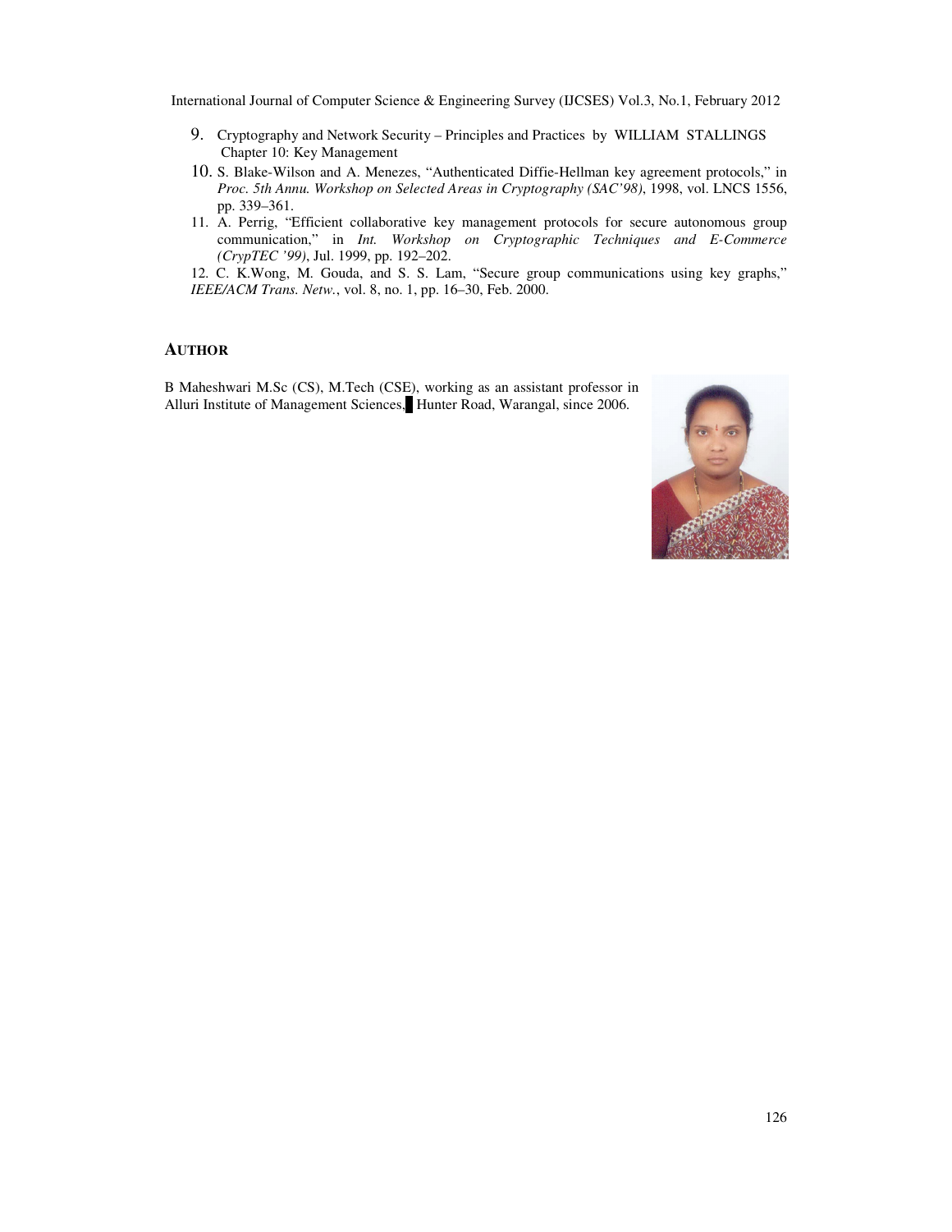9. Cryptography and Network Security – Principles and Practices by WILLIAM STALLINGS Chapter 10: Key Management
10. S. Blake-Wilson and A. Menezes, "Authenticated Diffie-Hellman key agreement protocols," in *Proc. 5th Annu. Workshop on Selected Areas in Cryptography (SAC'98)*, 1998, vol. LNCS 1556, pp. 339–361.
11. A. Perrig, "Efficient collaborative key management protocols for secure autonomous group communication," in *Int. Workshop on Cryptographic Techniques and E-Commerce (CrypTEC '99)*, Jul. 1999, pp. 192–202.
12. C. K.Wong, M. Gouda, and S. S. Lam, "Secure group communications using key graphs," *IEEE/ACM Trans. Netw.*, vol. 8, no. 1, pp. 16–30, Feb. 2000.

## AUTHOR

B Maheshwari M.Sc (CS), M.Tech (CSE), working as an assistant professor in Alluri Institute of Management Sciences, Hunter Road, Warangal, since 2006.